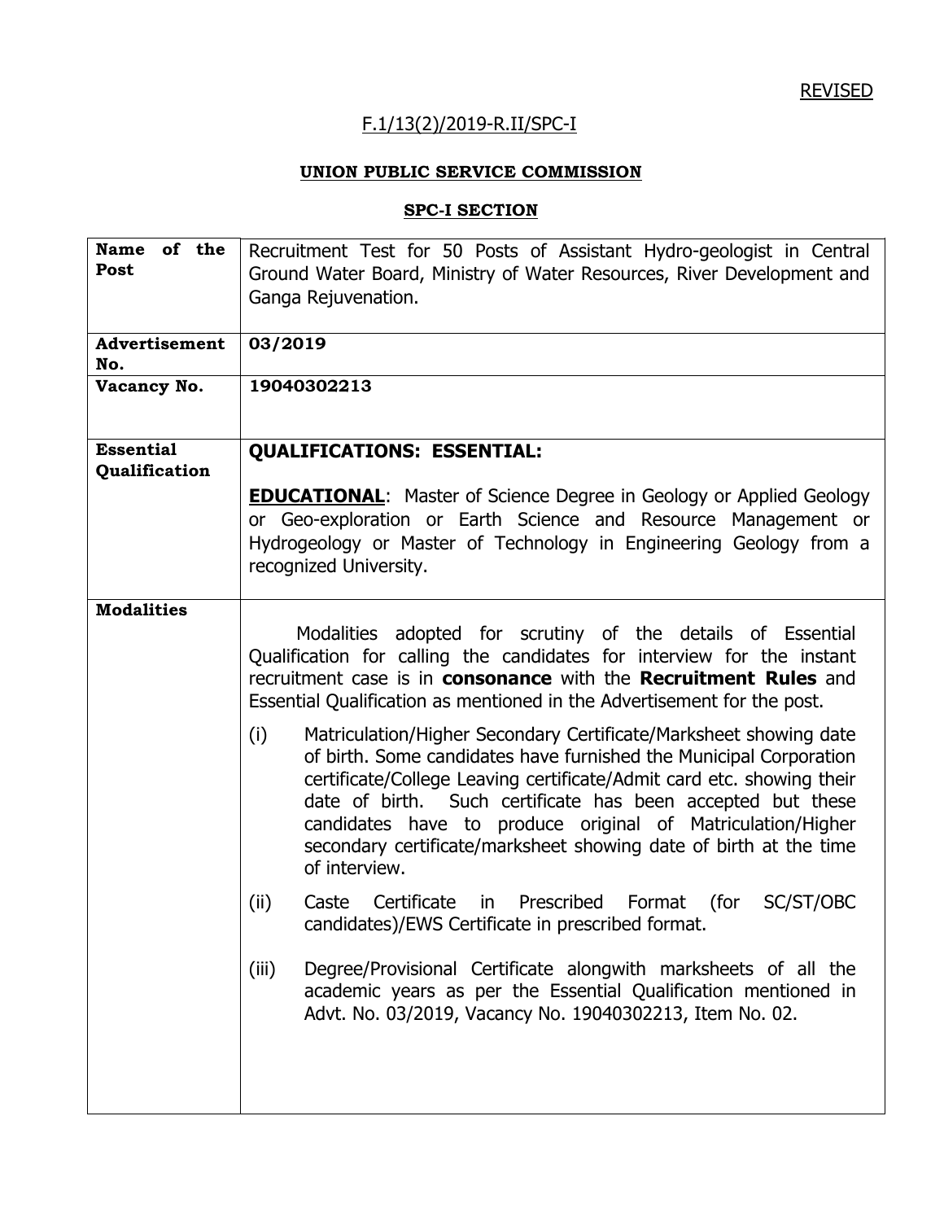REVISED

F.1/13(2)/2019-R.II/SPC-I

**UNION PUBLIC SERVICE COMMISSION**

**SPC-I SECTION**

| | |
|---|---|
| **Name of the Post** | Recruitment Test for 50 Posts of Assistant Hydro-geologist in Central Ground Water Board, Ministry of Water Resources, River Development and Ganga Rejuvenation. |
| **Advertisement No.** | **03/2019** |
| **Vacancy No.** | **19040302213** |
| **Essential Qualification** | **QUALIFICATIONS: ESSENTIAL:**<br><br>**EDUCATIONAL**: Master of Science Degree in Geology or Applied Geology or Geo-exploration or Earth Science and Resource Management or Hydrogeology or Master of Technology in Engineering Geology from a recognized University. |
| **Modalities** | Modalities adopted for scrutiny of the details of Essential Qualification for calling the candidates for interview for the instant recruitment case is in **consonance** with the **Recruitment Rules** and Essential Qualification as mentioned in the Advertisement for the post.<br><br>(i) Matriculation/Higher Secondary Certificate/Marksheet showing date of birth. Some candidates have furnished the Municipal Corporation certificate/College Leaving certificate/Admit card etc. showing their date of birth. Such certificate has been accepted but these candidates have to produce original of Matriculation/Higher secondary certificate/marksheet showing date of birth at the time of interview.<br><br>(ii) Caste Certificate in Prescribed Format (for SC/ST/OBC candidates)/EWS Certificate in prescribed format.<br><br>(iii) Degree/Provisional Certificate alongwith marksheets of all the academic years as per the Essential Qualification mentioned in Advt. No. 03/2019, Vacancy No. 19040302213, Item No. 02. |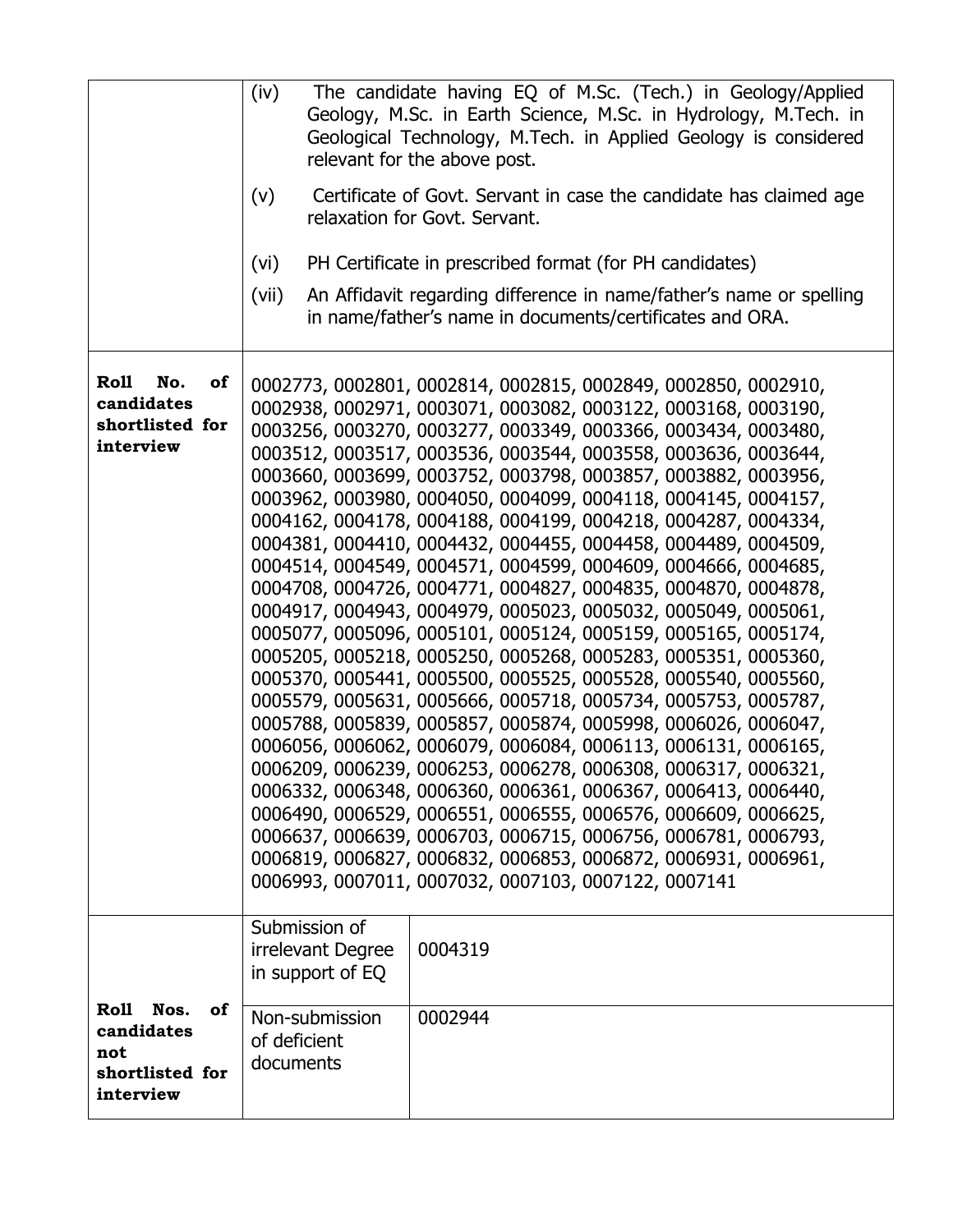| | | |
|---|---|---|
| | (iv) The candidate having EQ of M.Sc. (Tech.) in Geology/Applied Geology, M.Sc. in Earth Science, M.Sc. in Hydrology, M.Tech. in Geological Technology, M.Tech. in Applied Geology is considered relevant for the above post.<br><br>(v) Certificate of Govt. Servant in case the candidate has claimed age relaxation for Govt. Servant.<br><br>(vi) PH Certificate in prescribed format (for PH candidates)<br><br>(vii) An Affidavit regarding difference in name/father's name or spelling in name/father's name in documents/certificates and ORA. | |
| **Roll No. of candidates shortlisted for interview** | 0002773, 0002801, 0002814, 0002815, 0002849, 0002850, 0002910, 0002938, 0002971, 0003071, 0003082, 0003122, 0003168, 0003190, 0003256, 0003270, 0003277, 0003349, 0003366, 0003434, 0003480, 0003512, 0003517, 0003536, 0003544, 0003558, 0003636, 0003644, 0003660, 0003699, 0003752, 0003798, 0003857, 0003882, 0003956, 0003962, 0003980, 0004050, 0004099, 0004118, 0004145, 0004157, 0004162, 0004178, 0004188, 0004199, 0004218, 0004287, 0004334, 0004381, 0004410, 0004432, 0004455, 0004458, 0004489, 0004509, 0004514, 0004549, 0004571, 0004599, 0004609, 0004666, 0004685, 0004708, 0004726, 0004771, 0004827, 0004835, 0004870, 0004878, 0004917, 0004943, 0004979, 0005023, 0005032, 0005049, 0005061, 0005077, 0005096, 0005101, 0005124, 0005159, 0005165, 0005174, 0005205, 0005218, 0005250, 0005268, 0005283, 0005351, 0005360, 0005370, 0005441, 0005500, 0005525, 0005528, 0005540, 0005560, 0005579, 0005631, 0005666, 0005718, 0005734, 0005753, 0005787, 0005788, 0005839, 0005857, 0005874, 0005998, 0006026, 0006047, 0006056, 0006062, 0006079, 0006084, 0006113, 0006131, 0006165, 0006209, 0006239, 0006253, 0006278, 0006308, 0006317, 0006321, 0006332, 0006348, 0006360, 0006361, 0006367, 0006413, 0006440, 0006490, 0006529, 0006551, 0006555, 0006576, 0006609, 0006625, 0006637, 0006639, 0006703, 0006715, 0006756, 0006781, 0006793, 0006819, 0006827, 0006832, 0006853, 0006872, 0006931, 0006961, 0006993, 0007011, 0007032, 0007103, 0007122, 0007141 | |
| **Roll Nos. of candidates not shortlisted for interview** | Submission of irrelevant Degree in support of EQ | 0004319 |
| | Non-submission of deficient documents | 0002944 |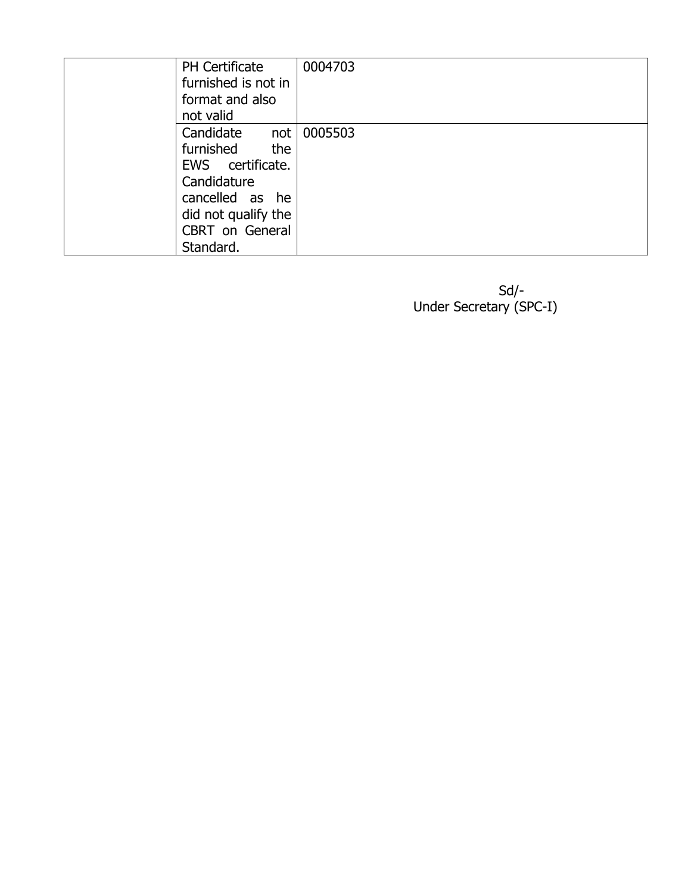| | | |
|---|---|---|
| | PH Certificate furnished is not in format and also not valid | 0004703 |
| | Candidate not furnished the EWS certificate. Candidature cancelled as he did not qualify the CBRT on General Standard. | 0005503 |

Sd/-
Under Secretary (SPC-I)